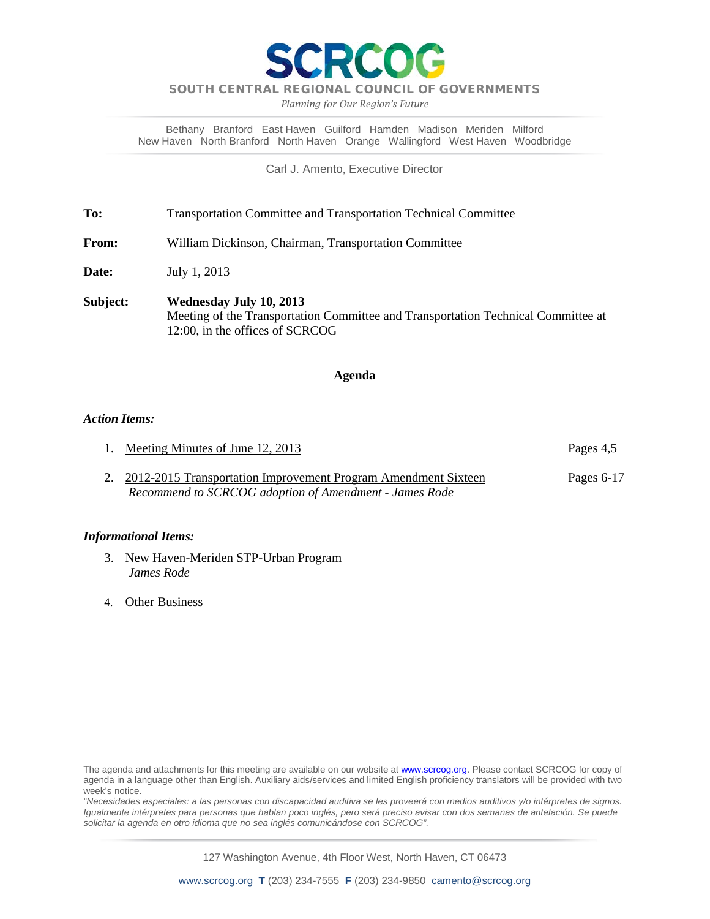# SCRCOG

**SOUTH CENTRAL REGIONAL COUNCIL OF GOVERNMENTS**

*Planning for Our Region's Future*

Bethany Branford East Haven Guilford Hamden Madison Meriden Milford
New Haven North Branford North Haven Orange Wallingford West Haven Woodbridge

Carl J. Amento, Executive Director

**To:** Transportation Committee and Transportation Technical Committee

**From:** William Dickinson, Chairman, Transportation Committee

**Date:** July 1, 2013

**Subject:** **Wednesday July 10, 2013**
Meeting of the Transportation Committee and Transportation Technical Committee at 12:00, in the offices of SCRCOG

## Agenda

***Action Items:***

1. Meeting Minutes of June 12, 2013 — Pages 4,5
2. 2012-2015 Transportation Improvement Program Amendment Sixteen — Pages 6-17
   *Recommend to SCRCOG adoption of Amendment - James Rode*

***Informational Items:***

3. New Haven-Meriden STP-Urban Program
   *James Rode*
4. Other Business

The agenda and attachments for this meeting are available on our website at www.scrcog.org. Please contact SCRCOG for copy of agenda in a language other than English. Auxiliary aids/services and limited English proficiency translators will be provided with two week's notice.

*"Necesidades especiales: a las personas con discapacidad auditiva se les proveerá con medios auditivos y/o intérpretes de signos. Igualmente intérpretes para personas que hablan poco inglés, pero será preciso avisar con dos semanas de antelación. Se puede solicitar la agenda en otro idioma que no sea inglés comunicándose con SCRCOG".*

127 Washington Avenue, 4th Floor West, North Haven, CT 06473

www.scrcog.org **T** (203) 234-7555 **F** (203) 234-9850 camento@scrcog.org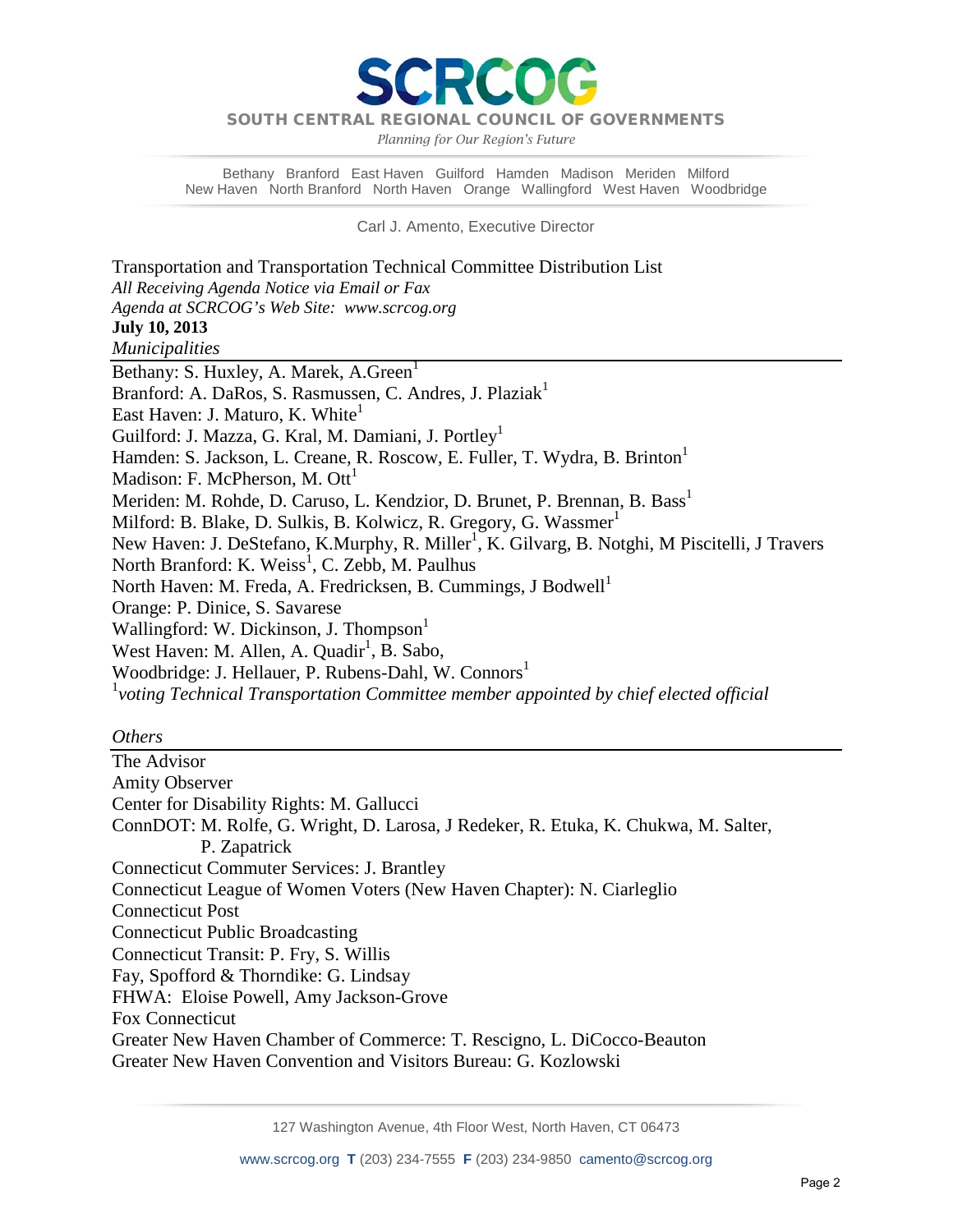# SCRCOG

SOUTH CENTRAL REGIONAL COUNCIL OF GOVERNMENTS

*Planning for Our Region's Future*

Bethany Branford East Haven Guilford Hamden Madison Meriden Milford
New Haven North Branford North Haven Orange Wallingford West Haven Woodbridge

Carl J. Amento, Executive Director

Transportation and Transportation Technical Committee Distribution List
*All Receiving Agenda Notice via Email or Fax*
*Agenda at SCRCOG's Web Site: www.scrcog.org*
**July 10, 2013**

*Municipalities*

Bethany: S. Huxley, A. Marek, A.Green[1]
Branford: A. DaRos, S. Rasmussen, C. Andres, J. Plaziak[1]
East Haven: J. Maturo, K. White[1]
Guilford: J. Mazza, G. Kral, M. Damiani, J. Portley[1]
Hamden: S. Jackson, L. Creane, R. Roscow, E. Fuller, T. Wydra, B. Brinton[1]
Madison: F. McPherson, M. Ott[1]
Meriden: M. Rohde, D. Caruso, L. Kendzior, D. Brunet, P. Brennan, B. Bass[1]
Milford: B. Blake, D. Sulkis, B. Kolwicz, R. Gregory, G. Wassmer[1]
New Haven: J. DeStefano, K.Murphy, R. Miller[1], K. Gilvarg, B. Notghi, M Piscitelli, J Travers
North Branford: K. Weiss[1], C. Zebb, M. Paulhus
North Haven: M. Freda, A. Fredricksen, B. Cummings, J Bodwell[1]
Orange: P. Dinice, S. Savarese
Wallingford: W. Dickinson, J. Thompson[1]
West Haven: M. Allen, A. Quadir[1], B. Sabo,
Woodbridge: J. Hellauer, P. Rubens-Dahl, W. Connors[1]

[1]*voting Technical Transportation Committee member appointed by chief elected official*

*Others*

The Advisor
Amity Observer
Center for Disability Rights: M. Gallucci
ConnDOT: M. Rolfe, G. Wright, D. Larosa, J Redeker, R. Etuka, K. Chukwa, M. Salter, P. Zapatrick
Connecticut Commuter Services: J. Brantley
Connecticut League of Women Voters (New Haven Chapter): N. Ciarleglio
Connecticut Post
Connecticut Public Broadcasting
Connecticut Transit: P. Fry, S. Willis
Fay, Spofford & Thorndike: G. Lindsay
FHWA: Eloise Powell, Amy Jackson-Grove
Fox Connecticut
Greater New Haven Chamber of Commerce: T. Rescigno, L. DiCocco-Beauton
Greater New Haven Convention and Visitors Bureau: G. Kozlowski

127 Washington Avenue, 4th Floor West, North Haven, CT 06473

www.scrcog.org **T** (203) 234-7555 **F** (203) 234-9850 camento@scrcog.org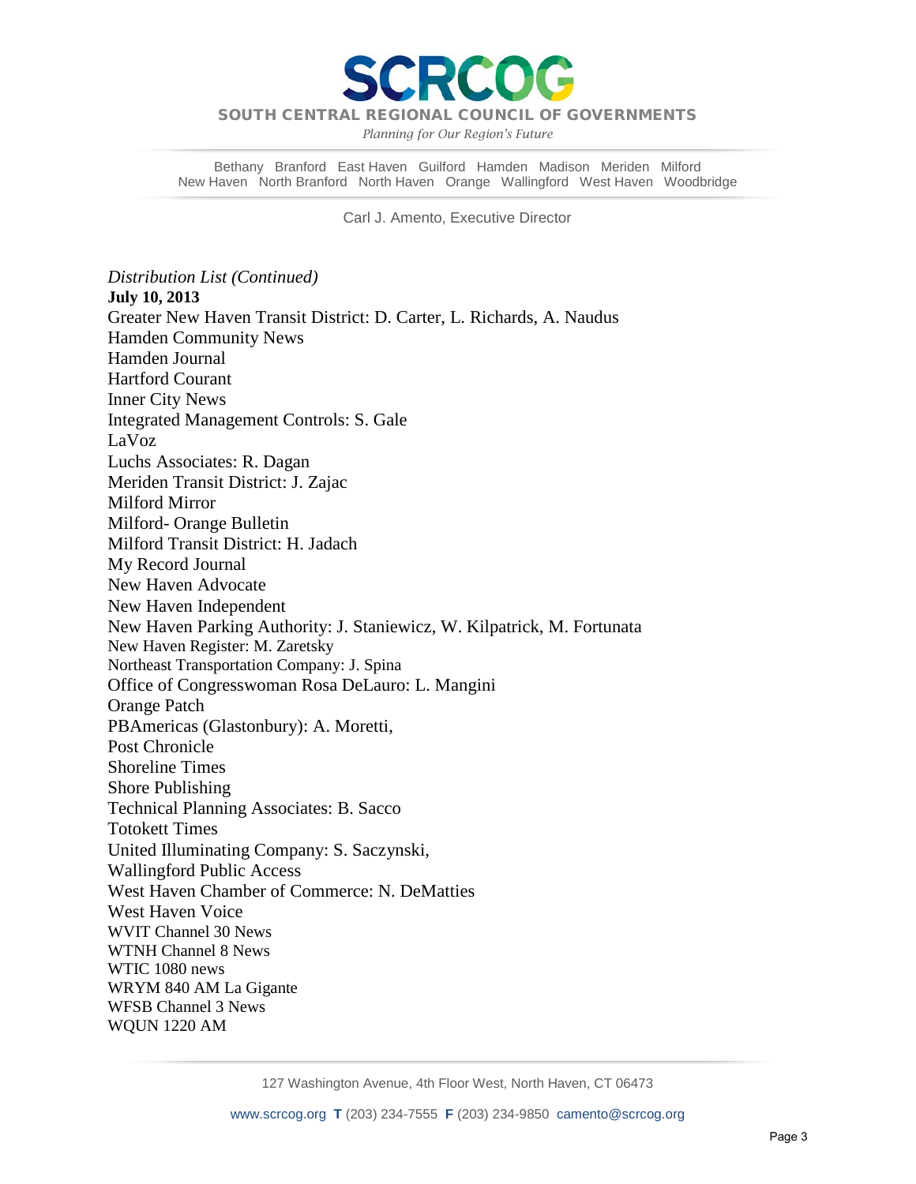*Distribution List (Continued)*

**July 10, 2013**

Greater New Haven Transit District: D. Carter, L. Richards, A. Naudus
Hamden Community News
Hamden Journal
Hartford Courant
Inner City News
Integrated Management Controls: S. Gale
LaVoz
Luchs Associates: R. Dagan
Meriden Transit District: J. Zajac
Milford Mirror
Milford- Orange Bulletin
Milford Transit District: H. Jadach
My Record Journal
New Haven Advocate
New Haven Independent
New Haven Parking Authority: J. Staniewicz, W. Kilpatrick, M. Fortunata
New Haven Register: M. Zaretsky
Northeast Transportation Company: J. Spina
Office of Congresswoman Rosa DeLauro: L. Mangini
Orange Patch
PBAmericas (Glastonbury): A. Moretti,
Post Chronicle
Shoreline Times
Shore Publishing
Technical Planning Associates: B. Sacco
Totokett Times
United Illuminating Company: S. Saczynski,
Wallingford Public Access
West Haven Chamber of Commerce: N. DeMatties
West Haven Voice
WVIT Channel 30 News
WTNH Channel 8 News
WTIC 1080 news
WRYM 840 AM La Gigante
WFSB Channel 3 News
WQUN 1220 AM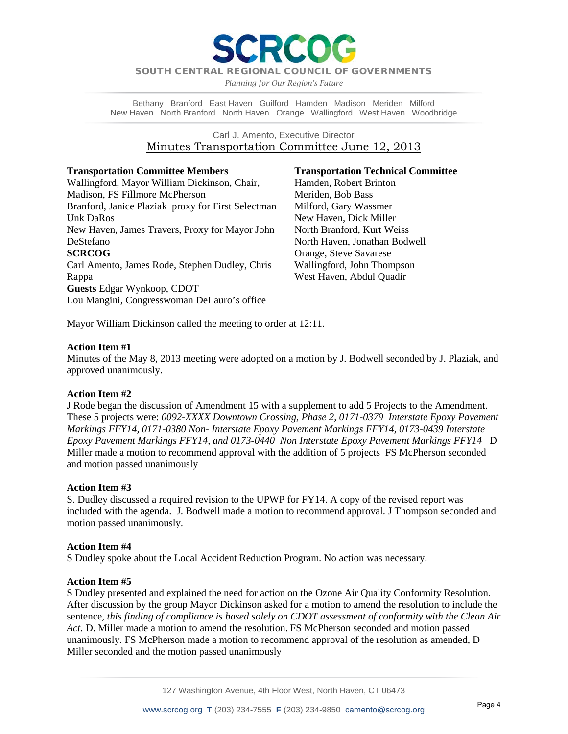# SCRCOG

**SOUTH CENTRAL REGIONAL COUNCIL OF GOVERNMENTS**

*Planning for Our Region's Future*

Bethany Branford East Haven Guilford Hamden Madison Meriden Milford
New Haven North Branford North Haven Orange Wallingford West Haven Woodbridge

Carl J. Amento, Executive Director

## Minutes Transportation Committee June 12, 2013

| Transportation Committee Members | Transportation Technical Committee |
|---|---|
| Wallingford, Mayor William Dickinson, Chair, | Hamden, Robert Brinton |
| Madison, FS Fillmore McPherson | Meriden, Bob Bass |
| Branford, Janice Plaziak proxy for First Selectman Unk DaRos | Milford, Gary Wassmer |
| New Haven, James Travers, Proxy for Mayor John DeStefano | New Haven, Dick Miller |
| **SCRCOG** | North Branford, Kurt Weiss |
| Carl Amento, James Rode, Stephen Dudley, Chris Rappa | North Haven, Jonathan Bodwell |
| **Guests** Edgar Wynkoop, CDOT | Orange, Steve Savarese |
| Lou Mangini, Congresswoman DeLauro's office | Wallingford, John Thompson |
| | West Haven, Abdul Quadir |

Mayor William Dickinson called the meeting to order at 12:11.

**Action Item #1**
Minutes of the May 8, 2013 meeting were adopted on a motion by J. Bodwell seconded by J. Plaziak, and approved unanimously.

**Action Item #2**
J Rode began the discussion of Amendment 15 with a supplement to add 5 Projects to the Amendment. These 5 projects were: *0092-XXXX Downtown Crossing, Phase 2, 0171-0379 Interstate Epoxy Pavement Markings FFY14, 0171-0380 Non- Interstate Epoxy Pavement Markings FFY14, 0173-0439 Interstate Epoxy Pavement Markings FFY14, and 0173-0440 Non Interstate Epoxy Pavement Markings FFY14* D Miller made a motion to recommend approval with the addition of 5 projects FS McPherson seconded and motion passed unanimously

**Action Item #3**
S. Dudley discussed a required revision to the UPWP for FY14. A copy of the revised report was included with the agenda. J. Bodwell made a motion to recommend approval. J Thompson seconded and motion passed unanimously.

**Action Item #4**
S Dudley spoke about the Local Accident Reduction Program. No action was necessary.

**Action Item #5**
S Dudley presented and explained the need for action on the Ozone Air Quality Conformity Resolution. After discussion by the group Mayor Dickinson asked for a motion to amend the resolution to include the sentence, *this finding of compliance is based solely on CDOT assessment of conformity with the Clean Air Act.* D. Miller made a motion to amend the resolution. FS McPherson seconded and motion passed unanimously. FS McPherson made a motion to recommend approval of the resolution as amended, D Miller seconded and the motion passed unanimously

127 Washington Avenue, 4th Floor West, North Haven, CT 06473

www.scrcog.org **T** (203) 234-7555 **F** (203) 234-9850 camento@scrcog.org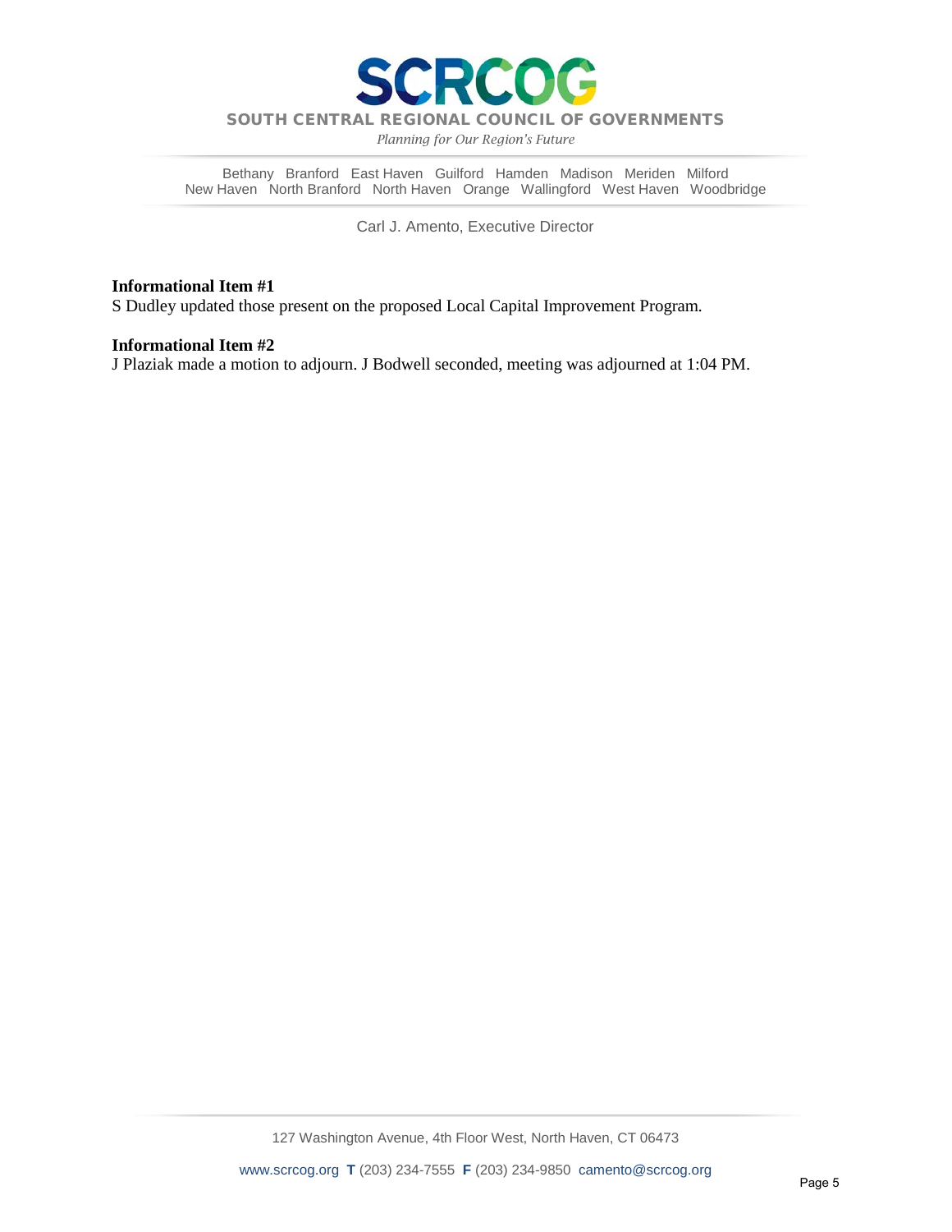**Informational Item #1**
S Dudley updated those present on the proposed Local Capital Improvement Program.

**Informational Item #2**
J Plaziak made a motion to adjourn. J Bodwell seconded, meeting was adjourned at 1:04 PM.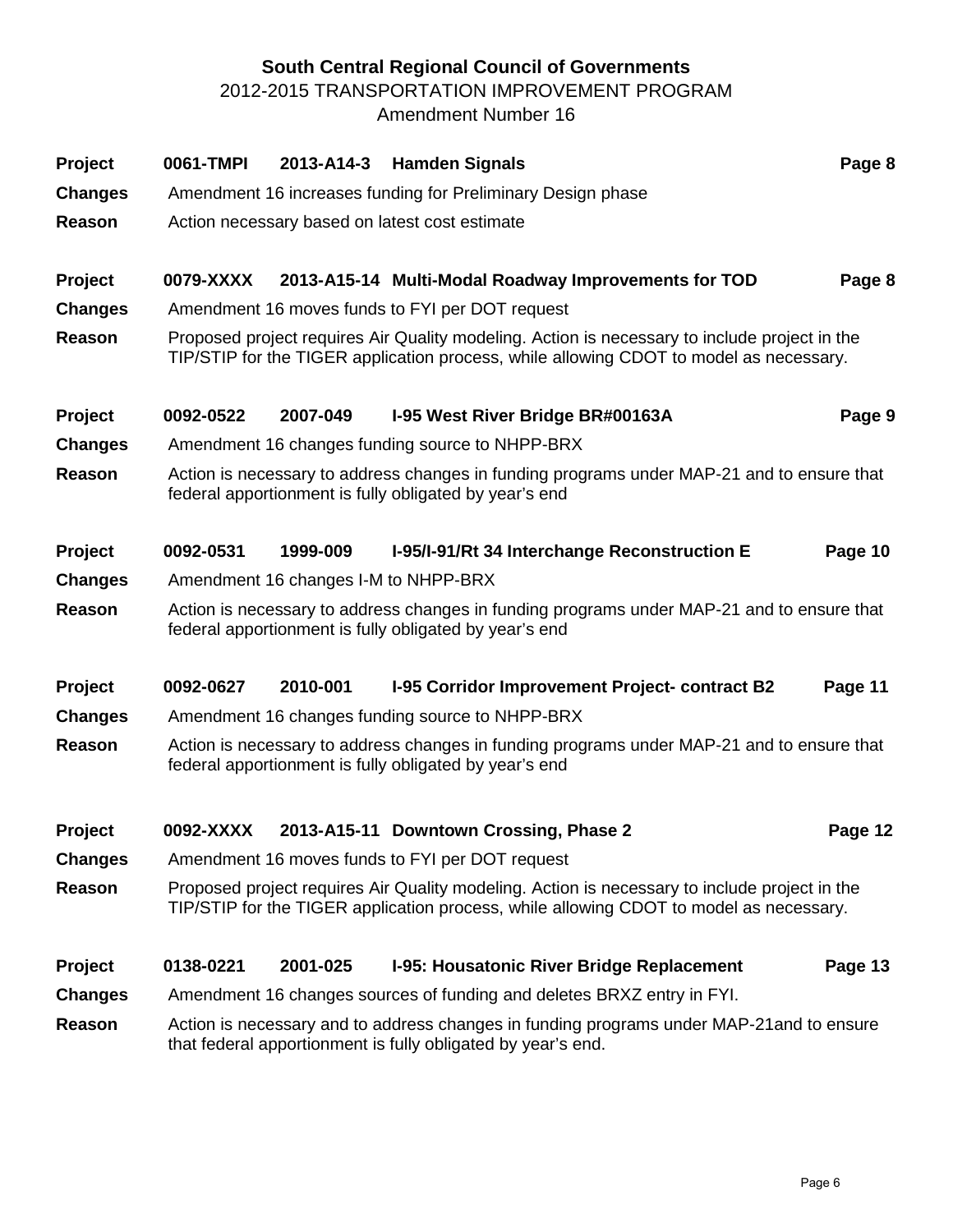# South Central Regional Council of Governments

## 2012-2015 TRANSPORTATION IMPROVEMENT PROGRAM

## Amendment Number 16

**Project** **0061-TMPI** **2013-A14-3** **Hamden Signals** **Page 8**

**Changes** Amendment 16 increases funding for Preliminary Design phase

**Reason** Action necessary based on latest cost estimate

**Project** **0079-XXXX** **2013-A15-14** **Multi-Modal Roadway Improvements for TOD** **Page 8**

**Changes** Amendment 16 moves funds to FYI per DOT request

**Reason** Proposed project requires Air Quality modeling. Action is necessary to include project in the TIP/STIP for the TIGER application process, while allowing CDOT to model as necessary.

**Project** **0092-0522** **2007-049** **I-95 West River Bridge BR#00163A** **Page 9**

**Changes** Amendment 16 changes funding source to NHPP-BRX

**Reason** Action is necessary to address changes in funding programs under MAP-21 and to ensure that federal apportionment is fully obligated by year's end

**Project** **0092-0531** **1999-009** **I-95/I-91/Rt 34 Interchange Reconstruction E** **Page 10**

**Changes** Amendment 16 changes I-M to NHPP-BRX

**Reason** Action is necessary to address changes in funding programs under MAP-21 and to ensure that federal apportionment is fully obligated by year's end

**Project** **0092-0627** **2010-001** **I-95 Corridor Improvement Project- contract B2** **Page 11**

**Changes** Amendment 16 changes funding source to NHPP-BRX

**Reason** Action is necessary to address changes in funding programs under MAP-21 and to ensure that federal apportionment is fully obligated by year's end

**Project** **0092-XXXX** **2013-A15-11** **Downtown Crossing, Phase 2** **Page 12**

**Changes** Amendment 16 moves funds to FYI per DOT request

**Reason** Proposed project requires Air Quality modeling. Action is necessary to include project in the TIP/STIP for the TIGER application process, while allowing CDOT to model as necessary.

**Project** **0138-0221** **2001-025** **I-95: Housatonic River Bridge Replacement** **Page 13**

**Changes** Amendment 16 changes sources of funding and deletes BRXZ entry in FYI.

**Reason** Action is necessary and to address changes in funding programs under MAP-21and to ensure that federal apportionment is fully obligated by year's end.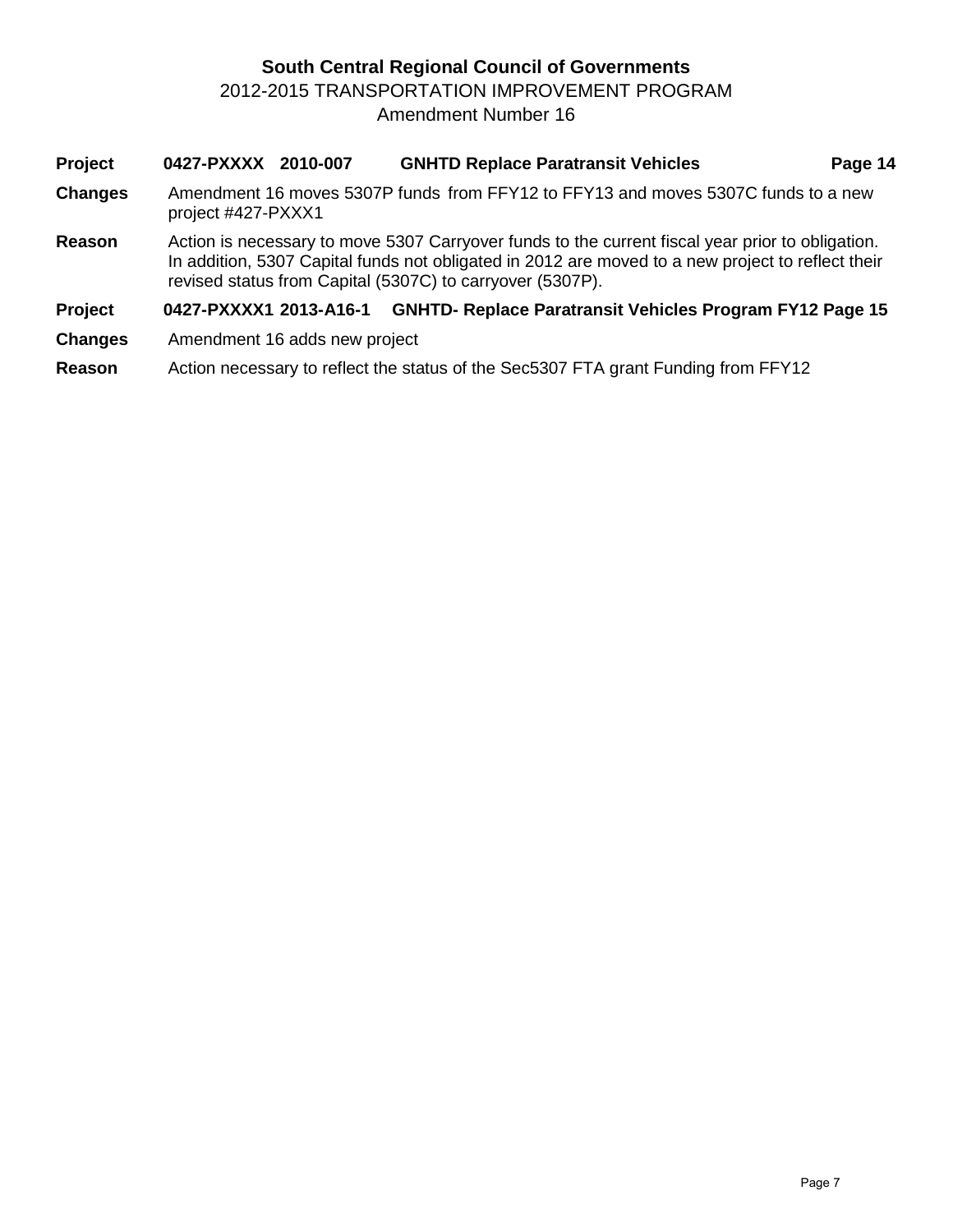**South Central Regional Council of Governments**

2012-2015 TRANSPORTATION IMPROVEMENT PROGRAM

Amendment Number 16

**Project** **0427-PXXXX 2010-007 GNHTD Replace Paratransit Vehicles Page 14**

**Changes** Amendment 16 moves 5307P funds from FFY12 to FFY13 and moves 5307C funds to a new project #427-PXXX1

**Reason** Action is necessary to move 5307 Carryover funds to the current fiscal year prior to obligation. In addition, 5307 Capital funds not obligated in 2012 are moved to a new project to reflect their revised status from Capital (5307C) to carryover (5307P).

**Project** **0427-PXXXX1 2013-A16-1 GNHTD- Replace Paratransit Vehicles Program FY12 Page 15**

**Changes** Amendment 16 adds new project

**Reason** Action necessary to reflect the status of the Sec5307 FTA grant Funding from FFY12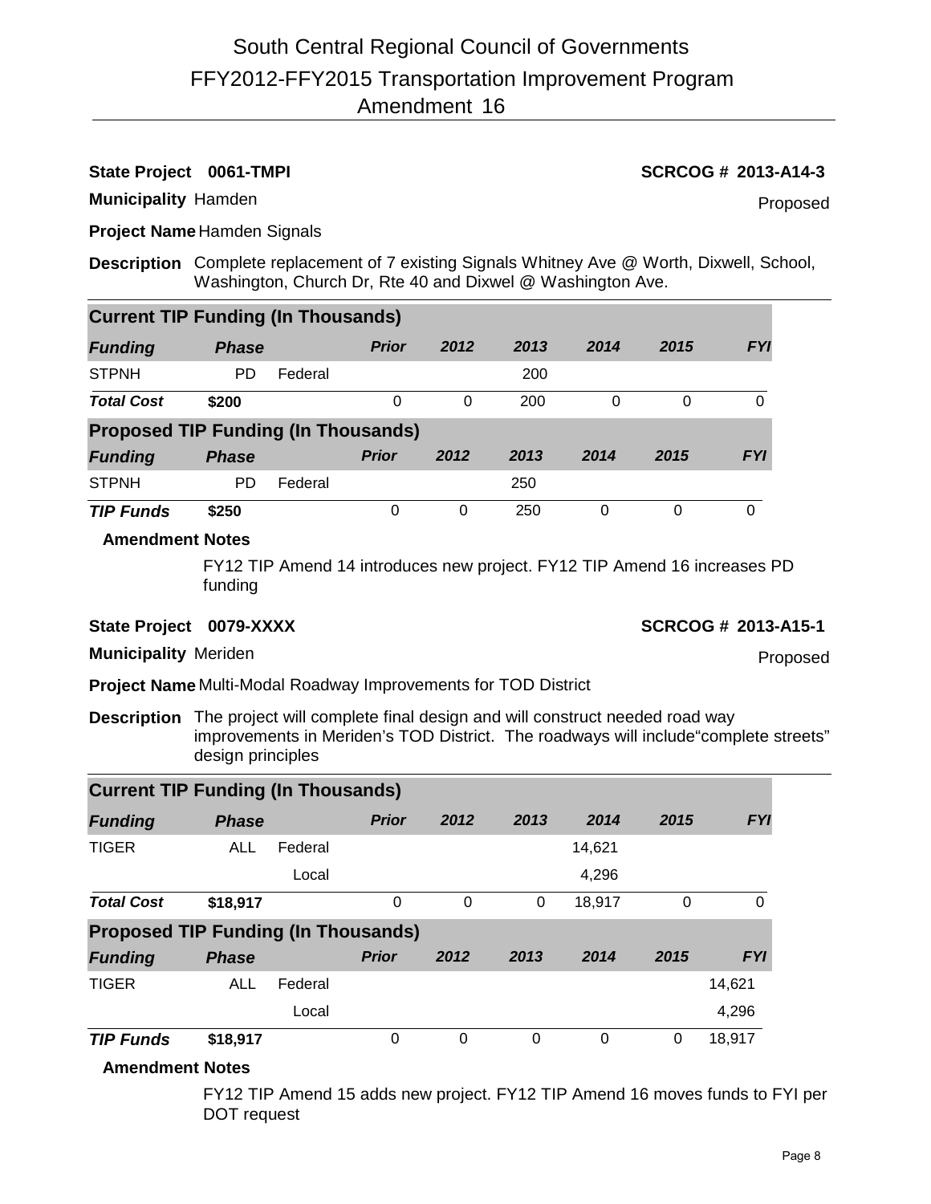# South Central Regional Council of Governments
# FFY2012-FFY2015 Transportation Improvement Program
# Amendment 16

**State Project** **0061-TMPI** **SCRCOG # 2013-A14-3**

**Municipality** Hamden Proposed

**Project Name** Hamden Signals

**Description** Complete replacement of 7 existing Signals Whitney Ave @ Worth, Dixwell, School, Washington, Church Dr, Rte 40 and Dixwel @ Washington Ave.

**Current TIP Funding (In Thousands)**

| *Funding* | *Phase* | | *Prior* | *2012* | *2013* | *2014* | *2015* | *FYI* |
|---|---|---|---|---|---|---|---|---|
| STPNH | PD | Federal | | | 200 | | | |
| ***Total Cost*** | **$200** | | 0 | 0 | 200 | 0 | 0 | 0 |

**Proposed TIP Funding (In Thousands)**

| *Funding* | *Phase* | | *Prior* | *2012* | *2013* | *2014* | *2015* | *FYI* |
|---|---|---|---|---|---|---|---|---|
| STPNH | PD | Federal | | | 250 | | | |
| ***TIP Funds*** | **$250** | | 0 | 0 | 250 | 0 | 0 | 0 |

**Amendment Notes**

FY12 TIP Amend 14 introduces new project. FY12 TIP Amend 16 increases PD funding

**State Project** **0079-XXXX** **SCRCOG # 2013-A15-1**

**Municipality** Meriden Proposed

**Project Name** Multi-Modal Roadway Improvements for TOD District

**Description** The project will complete final design and will construct needed road way improvements in Meriden's TOD District. The roadways will include"complete streets" design principles

**Current TIP Funding (In Thousands)**

| *Funding* | *Phase* | | *Prior* | *2012* | *2013* | *2014* | *2015* | *FYI* |
|---|---|---|---|---|---|---|---|---|
| TIGER | ALL | Federal | | | | 14,621 | | |
| | | Local | | | | 4,296 | | |
| ***Total Cost*** | **$18,917** | | 0 | 0 | 0 | 18,917 | 0 | 0 |

**Proposed TIP Funding (In Thousands)**

| *Funding* | *Phase* | | *Prior* | *2012* | *2013* | *2014* | *2015* | *FYI* |
|---|---|---|---|---|---|---|---|---|
| TIGER | ALL | Federal | | | | | | 14,621 |
| | | Local | | | | | | 4,296 |
| ***TIP Funds*** | **$18,917** | | 0 | 0 | 0 | 0 | 0 | 18,917 |

**Amendment Notes**

FY12 TIP Amend 15 adds new project. FY12 TIP Amend 16 moves funds to FYI per DOT request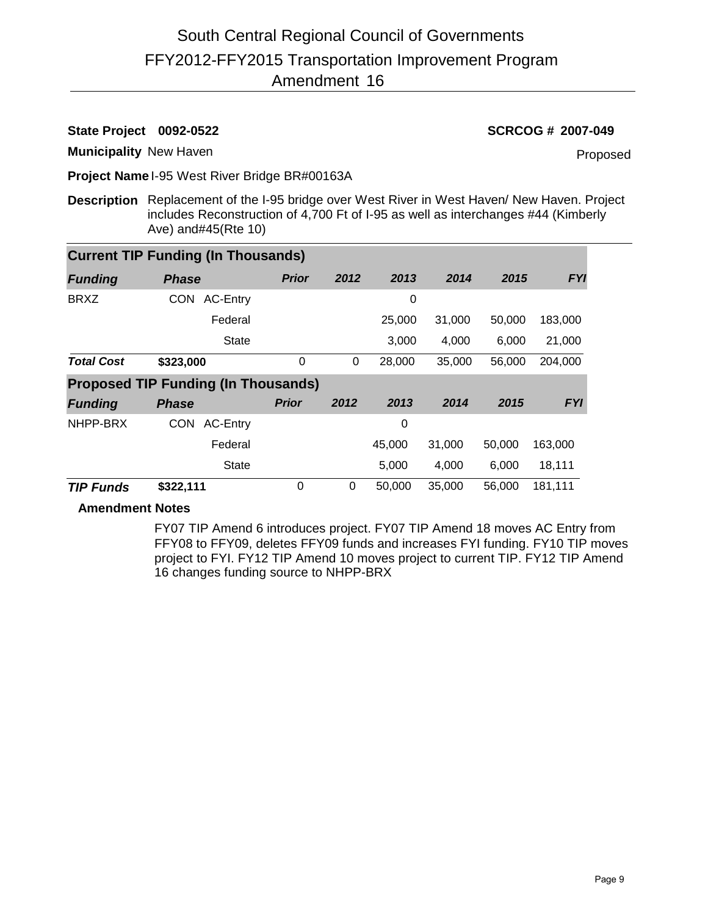# South Central Regional Council of Governments
## FFY2012-FFY2015 Transportation Improvement Program
## Amendment 16

**State Project 0092-0522** — **SCRCOG # 2007-049**

**Municipality** New Haven — Proposed

**Project Name** I-95 West River Bridge BR#00163A

**Description** Replacement of the I-95 bridge over West River in West Haven/ New Haven. Project includes Reconstruction of 4,700 Ft of I-95 as well as interchanges #44 (Kimberly Ave) and#45(Rte 10)

**Current TIP Funding (In Thousands)**

| *Funding* | *Phase* | | *Prior* | *2012* | *2013* | *2014* | *2015* | *FYI* |
|---|---|---|---|---|---|---|---|---|
| BRXZ | CON | AC-Entry | | | 0 | | | |
| | | Federal | | | 25,000 | 31,000 | 50,000 | 183,000 |
| | | State | | | 3,000 | 4,000 | 6,000 | 21,000 |
| ***Total Cost*** | **$323,000** | | 0 | 0 | 28,000 | 35,000 | 56,000 | 204,000 |

**Proposed TIP Funding (In Thousands)**

| *Funding* | *Phase* | | *Prior* | *2012* | *2013* | *2014* | *2015* | *FYI* |
|---|---|---|---|---|---|---|---|---|
| NHPP-BRX | CON | AC-Entry | | | 0 | | | |
| | | Federal | | | 45,000 | 31,000 | 50,000 | 163,000 |
| | | State | | | 5,000 | 4,000 | 6,000 | 18,111 |
| ***TIP Funds*** | **$322,111** | | 0 | 0 | 50,000 | 35,000 | 56,000 | 181,111 |

**Amendment Notes**

FY07 TIP Amend 6 introduces project. FY07 TIP Amend 18 moves AC Entry from FFY08 to FFY09, deletes FFY09 funds and increases FYI funding. FY10 TIP moves project to FYI. FY12 TIP Amend 10 moves project to current TIP. FY12 TIP Amend 16 changes funding source to NHPP-BRX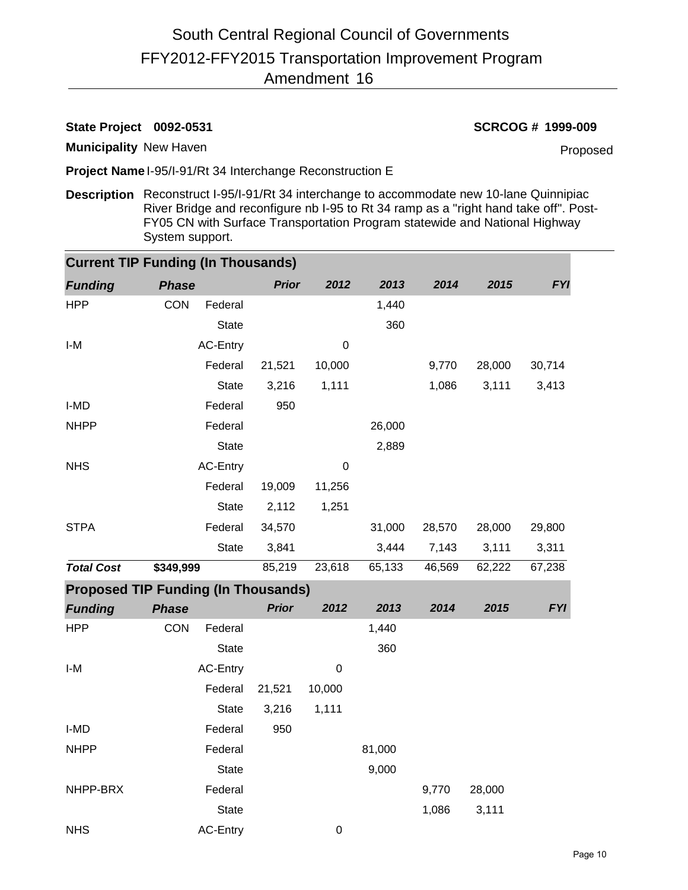# South Central Regional Council of Governments
# FFY2012-FFY2015 Transportation Improvement Program
# Amendment 16

**State Project 0092-0531** **SCRCOG # 1999-009**

**Municipality** New Haven Proposed

**Project Name** I-95/I-91/Rt 34 Interchange Reconstruction E

**Description** Reconstruct I-95/I-91/Rt 34 interchange to accommodate new 10-lane Quinnipiac River Bridge and reconfigure nb I-95 to Rt 34 ramp as a "right hand take off". Post-FY05 CN with Surface Transportation Program statewide and National Highway System support.

**Current TIP Funding (In Thousands)**

| *Funding* | *Phase* | | *Prior* | *2012* | *2013* | *2014* | *2015* | *FYI* |
|---|---|---|---|---|---|---|---|---|
| HPP | CON | Federal | | | 1,440 | | | |
| | | State | | | 360 | | | |
| I-M | | AC-Entry | | 0 | | | | |
| | | Federal | 21,521 | 10,000 | | 9,770 | 28,000 | 30,714 |
| | | State | 3,216 | 1,111 | | 1,086 | 3,111 | 3,413 |
| I-MD | | Federal | 950 | | | | | |
| NHPP | | Federal | | | 26,000 | | | |
| | | State | | | 2,889 | | | |
| NHS | | AC-Entry | | 0 | | | | |
| | | Federal | 19,009 | 11,256 | | | | |
| | | State | 2,112 | 1,251 | | | | |
| STPA | | Federal | 34,570 | | 31,000 | 28,570 | 28,000 | 29,800 |
| | | State | 3,841 | | 3,444 | 7,143 | 3,111 | 3,311 |
| ***Total Cost*** | **$349,999** | | 85,219 | 23,618 | 65,133 | 46,569 | 62,222 | 67,238 |

**Proposed TIP Funding (In Thousands)**

| *Funding* | *Phase* | | *Prior* | *2012* | *2013* | *2014* | *2015* | *FYI* |
|---|---|---|---|---|---|---|---|---|
| HPP | CON | Federal | | | 1,440 | | | |
| | | State | | | 360 | | | |
| I-M | | AC-Entry | | 0 | | | | |
| | | Federal | 21,521 | 10,000 | | | | |
| | | State | 3,216 | 1,111 | | | | |
| I-MD | | Federal | 950 | | | | | |
| NHPP | | Federal | | | 81,000 | | | |
| | | State | | | 9,000 | | | |
| NHPP-BRX | | Federal | | | | 9,770 | 28,000 | |
| | | State | | | | 1,086 | 3,111 | |
| NHS | | AC-Entry | | 0 | | | | |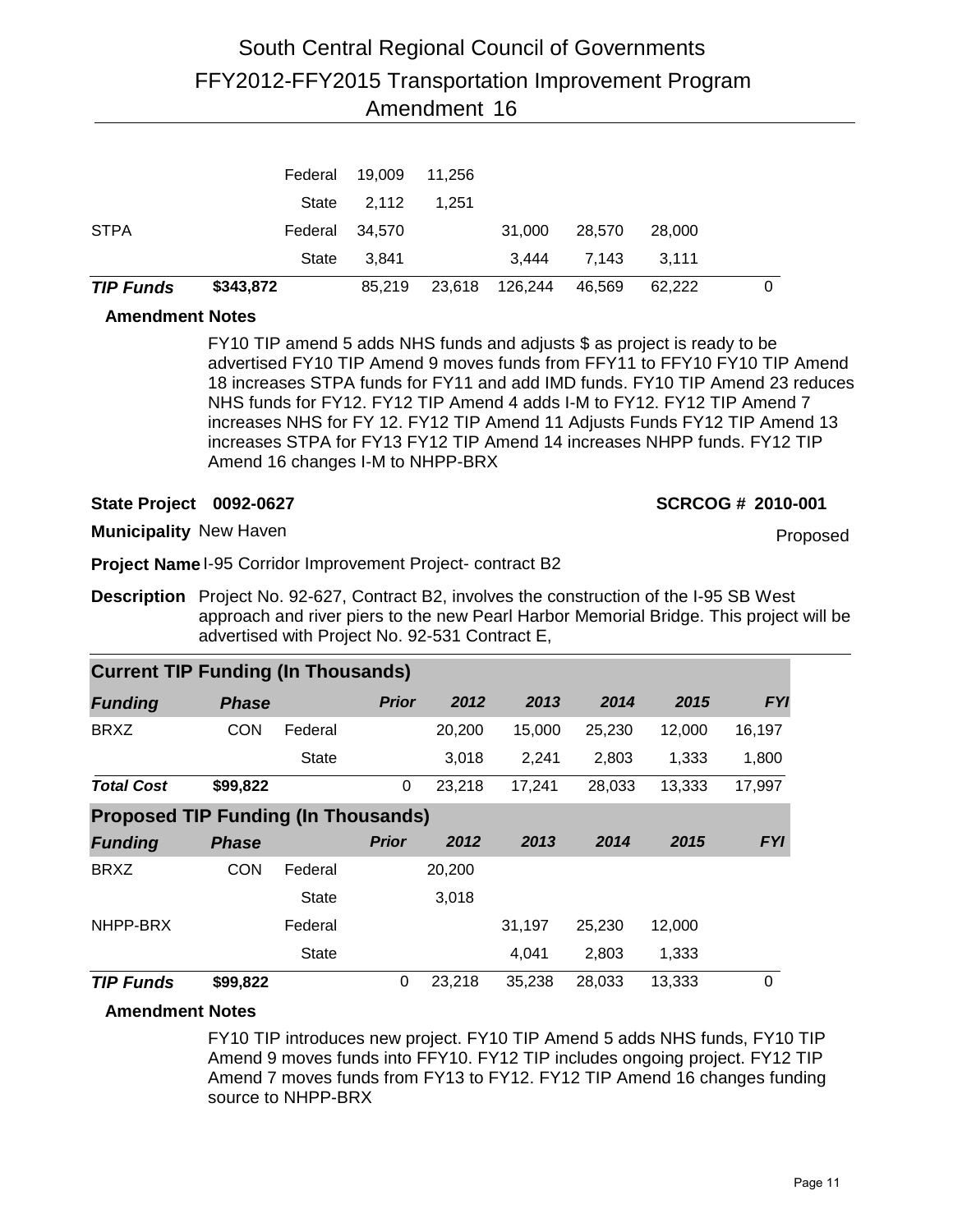| Funding | Phase | | Prior | 2012 | 2013 | 2014 | 2015 | FYI |
|---|---|---|---|---|---|---|---|---|
| | | Federal | 19,009 | 11,256 | | | | |
| | | State | 2,112 | 1,251 | | | | |
| STPA | | Federal | 34,570 | | 31,000 | 28,570 | 28,000 | |
| | | State | 3,841 | | 3,444 | 7,143 | 3,111 | |
| ***TIP Funds*** | **$343,872** | | 85,219 | 23,618 | 126,244 | 46,569 | 62,222 | 0 |

**Amendment Notes**

FY10 TIP amend 5 adds NHS funds and adjusts $ as project is ready to be advertised FY10 TIP Amend 9 moves funds from FFY11 to FFY10 FY10 TIP Amend 18 increases STPA funds for FY11 and add IMD funds. FY10 TIP Amend 23 reduces NHS funds for FY12. FY12 TIP Amend 4 adds I-M to FY12. FY12 TIP Amend 7 increases NHS for FY 12. FY12 TIP Amend 11 Adjusts Funds FY12 TIP Amend 13 increases STPA for FY13 FY12 TIP Amend 14 increases NHPP funds. FY12 TIP Amend 16 changes I-M to NHPP-BRX

**State Project 0092-0627** **SCRCOG # 2010-001**

**Municipality** New Haven

Proposed

**Project Name** I-95 Corridor Improvement Project- contract B2

**Description** Project No. 92-627, Contract B2, involves the construction of the I-95 SB West approach and river piers to the new Pearl Harbor Memorial Bridge. This project will be advertised with Project No. 92-531 Contract E,

**Current TIP Funding (In Thousands)**

| Funding | Phase | | Prior | 2012 | 2013 | 2014 | 2015 | FYI |
|---|---|---|---|---|---|---|---|---|
| BRXZ | CON | Federal | | 20,200 | 15,000 | 25,230 | 12,000 | 16,197 |
| | | State | | 3,018 | 2,241 | 2,803 | 1,333 | 1,800 |
| ***Total Cost*** | **$99,822** | | 0 | 23,218 | 17,241 | 28,033 | 13,333 | 17,997 |

**Proposed TIP Funding (In Thousands)**

| Funding | Phase | | Prior | 2012 | 2013 | 2014 | 2015 | FYI |
|---|---|---|---|---|---|---|---|---|
| BRXZ | CON | Federal | | 20,200 | | | | |
| | | State | | 3,018 | | | | |
| NHPP-BRX | | Federal | | | 31,197 | 25,230 | 12,000 | |
| | | State | | | 4,041 | 2,803 | 1,333 | |
| ***TIP Funds*** | **$99,822** | | 0 | 23,218 | 35,238 | 28,033 | 13,333 | 0 |

**Amendment Notes**

FY10 TIP introduces new project. FY10 TIP Amend 5 adds NHS funds, FY10 TIP Amend 9 moves funds into FFY10. FY12 TIP includes ongoing project. FY12 TIP Amend 7 moves funds from FY13 to FY12. FY12 TIP Amend 16 changes funding source to NHPP-BRX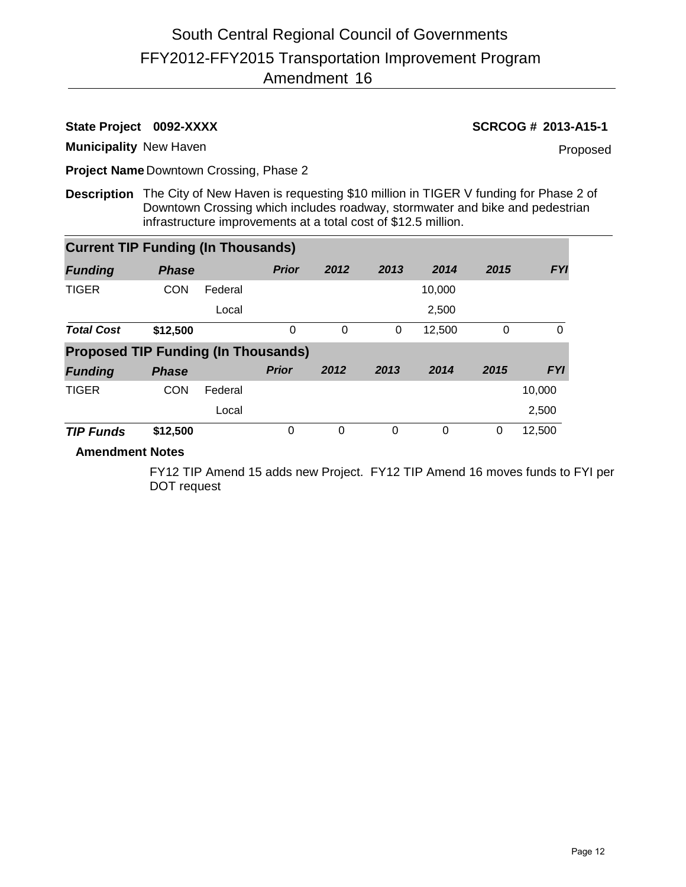# South Central Regional Council of Governments
## FFY2012-FFY2015 Transportation Improvement Program
## Amendment 16

**State Project 0092-XXXX** **SCRCOG # 2013-A15-1**

**Municipality** New Haven Proposed

**Project Name** Downtown Crossing, Phase 2

**Description** The City of New Haven is requesting $10 million in TIGER V funding for Phase 2 of Downtown Crossing which includes roadway, stormwater and bike and pedestrian infrastructure improvements at a total cost of $12.5 million.

### Current TIP Funding (In Thousands)

| *Funding* | *Phase* | | *Prior* | *2012* | *2013* | *2014* | *2015* | *FYI* |
|---|---|---|---|---|---|---|---|---|
| TIGER | CON | Federal | | | | 10,000 | | |
| | | Local | | | | 2,500 | | |
| ***Total Cost*** | **$12,500** | | 0 | 0 | 0 | 12,500 | 0 | 0 |

### Proposed TIP Funding (In Thousands)

| *Funding* | *Phase* | | *Prior* | *2012* | *2013* | *2014* | *2015* | *FYI* |
|---|---|---|---|---|---|---|---|---|
| TIGER | CON | Federal | | | | | | 10,000 |
| | | Local | | | | | | 2,500 |
| ***TIP Funds*** | **$12,500** | | 0 | 0 | 0 | 0 | 0 | 12,500 |

**Amendment Notes**

FY12 TIP Amend 15 adds new Project. FY12 TIP Amend 16 moves funds to FYI per DOT request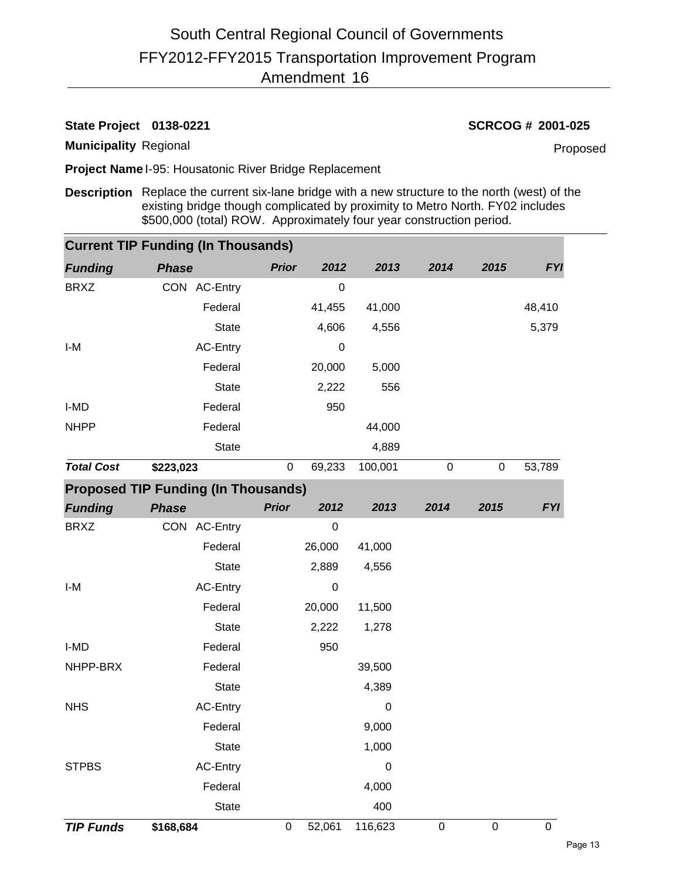# South Central Regional Council of Governments
## FFY2012-FFY2015 Transportation Improvement Program
## Amendment 16

**State Project** **0138-0221** **SCRCOG # 2001-025**

**Municipality** Regional Proposed

**Project Name** I-95: Housatonic River Bridge Replacement

**Description** Replace the current six-lane bridge with a new structure to the north (west) of the existing bridge though complicated by proximity to Metro North. FY02 includes $500,000 (total) ROW. Approximately four year construction period.

### Current TIP Funding (In Thousands)

| *Funding* | *Phase* | | *Prior* | *2012* | *2013* | *2014* | *2015* | *FYI* |
|---|---|---|---|---|---|---|---|---|
| BRXZ | CON | AC-Entry | | 0 | | | | |
| | | Federal | | 41,455 | 41,000 | | | 48,410 |
| | | State | | 4,606 | 4,556 | | | 5,379 |
| I-M | | AC-Entry | | 0 | | | | |
| | | Federal | | 20,000 | 5,000 | | | |
| | | State | | 2,222 | 556 | | | |
| I-MD | | Federal | | 950 | | | | |
| NHPP | | Federal | | | 44,000 | | | |
| | | State | | | 4,889 | | | |
| ***Total Cost*** | **$223,023** | | 0 | 69,233 | 100,001 | 0 | 0 | 53,789 |

### Proposed TIP Funding (In Thousands)

| *Funding* | *Phase* | | *Prior* | *2012* | *2013* | *2014* | *2015* | *FYI* |
|---|---|---|---|---|---|---|---|---|
| BRXZ | CON | AC-Entry | | 0 | | | | |
| | | Federal | | 26,000 | 41,000 | | | |
| | | State | | 2,889 | 4,556 | | | |
| I-M | | AC-Entry | | 0 | | | | |
| | | Federal | | 20,000 | 11,500 | | | |
| | | State | | 2,222 | 1,278 | | | |
| I-MD | | Federal | | 950 | | | | |
| NHPP-BRX | | Federal | | | 39,500 | | | |
| | | State | | | 4,389 | | | |
| NHS | | AC-Entry | | | 0 | | | |
| | | Federal | | | 9,000 | | | |
| | | State | | | 1,000 | | | |
| STPBS | | AC-Entry | | | 0 | | | |
| | | Federal | | | 4,000 | | | |
| | | State | | | 400 | | | |
| ***TIP Funds*** | **$168,684** | | 0 | 52,061 | 116,623 | 0 | 0 | 0 |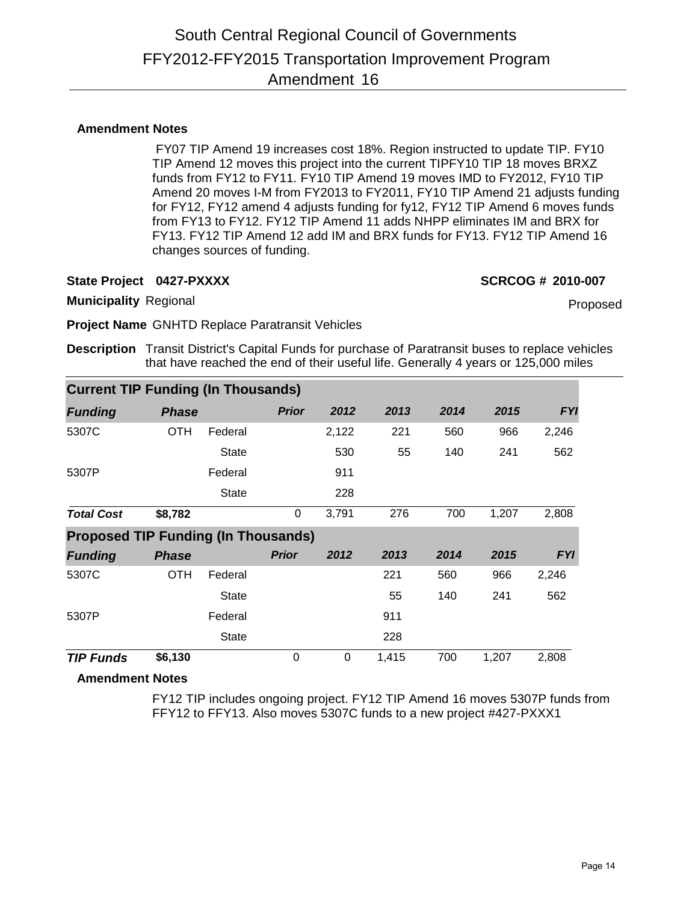# South Central Regional Council of Governments
## FFY2012-FFY2015 Transportation Improvement Program
### Amendment 16

**Amendment Notes**

FY07 TIP Amend 19 increases cost 18%. Region instructed to update TIP. FY10 TIP Amend 12 moves this project into the current TIPFY10 TIP 18 moves BRXZ funds from FY12 to FY11. FY10 TIP Amend 19 moves IMD to FY2012, FY10 TIP Amend 20 moves I-M from FY2013 to FY2011, FY10 TIP Amend 21 adjusts funding for FY12, FY12 amend 4 adjusts funding for fy12, FY12 TIP Amend 6 moves funds from FY13 to FY12. FY12 TIP Amend 11 adds NHPP eliminates IM and BRX for FY13. FY12 TIP Amend 12 add IM and BRX funds for FY13. FY12 TIP Amend 16 changes sources of funding.

**State Project** **0427-PXXXX** **SCRCOG # 2010-007**

**Municipality** Regional Proposed

**Project Name** GNHTD Replace Paratransit Vehicles

**Description** Transit District's Capital Funds for purchase of Paratransit buses to replace vehicles that have reached the end of their useful life. Generally 4 years or 125,000 miles

**Current TIP Funding (In Thousands)**

| *Funding* | *Phase* | | *Prior* | *2012* | *2013* | *2014* | *2015* | *FYI* |
|---|---|---|---|---|---|---|---|---|
| 5307C | OTH | Federal | | 2,122 | 221 | 560 | 966 | 2,246 |
| | | State | | 530 | 55 | 140 | 241 | 562 |
| 5307P | | Federal | | 911 | | | | |
| | | State | | 228 | | | | |
| ***Total Cost*** | **$8,782** | | 0 | 3,791 | 276 | 700 | 1,207 | 2,808 |

**Proposed TIP Funding (In Thousands)**

| *Funding* | *Phase* | | *Prior* | *2012* | *2013* | *2014* | *2015* | *FYI* |
|---|---|---|---|---|---|---|---|---|
| 5307C | OTH | Federal | | | 221 | 560 | 966 | 2,246 |
| | | State | | | 55 | 140 | 241 | 562 |
| 5307P | | Federal | | | 911 | | | |
| | | State | | | 228 | | | |
| ***TIP Funds*** | **$6,130** | | 0 | 0 | 1,415 | 700 | 1,207 | 2,808 |

**Amendment Notes**

FY12 TIP includes ongoing project. FY12 TIP Amend 16 moves 5307P funds from FFY12 to FFY13. Also moves 5307C funds to a new project #427-PXXX1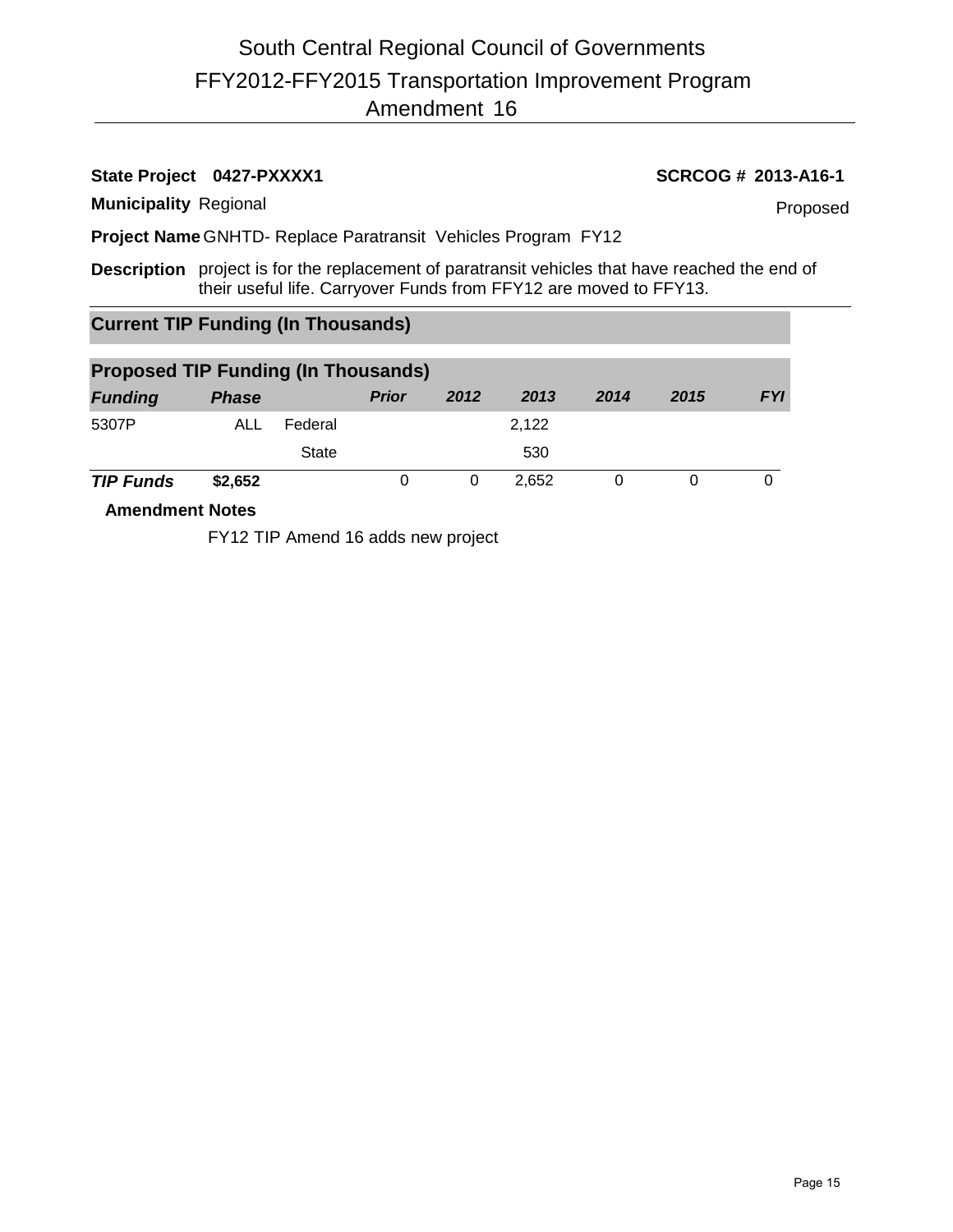# South Central Regional Council of Governments
## FFY2012-FFY2015 Transportation Improvement Program
## Amendment 16

**State Project** **0427-PXXXX1** **SCRCOG # 2013-A16-1**

**Municipality** Regional Proposed

**Project Name** GNHTD- Replace Paratransit Vehicles Program FY12

**Description** project is for the replacement of paratransit vehicles that have reached the end of their useful life. Carryover Funds from FFY12 are moved to FFY13.

### Current TIP Funding (In Thousands)

### Proposed TIP Funding (In Thousands)

| *Funding* | *Phase* | | *Prior* | *2012* | *2013* | *2014* | *2015* | *FYI* |
|---|---|---|---|---|---|---|---|---|
| 5307P | ALL | Federal | | | 2,122 | | | |
| | | State | | | 530 | | | |
| ***TIP Funds*** | **$2,652** | | 0 | 0 | 2,652 | 0 | 0 | 0 |

**Amendment Notes**

FY12 TIP Amend 16 adds new project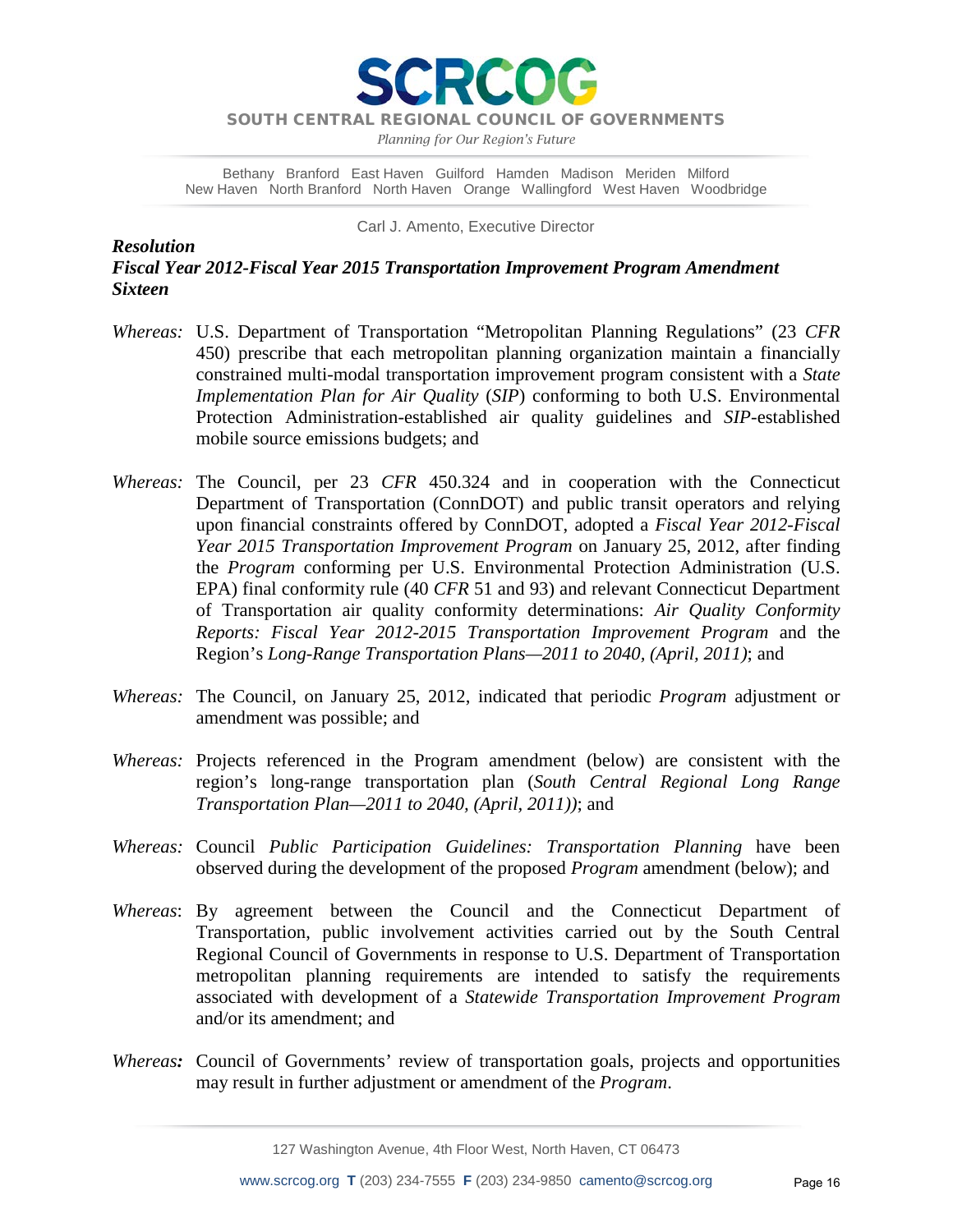# SCRCOG

SOUTH CENTRAL REGIONAL COUNCIL OF GOVERNMENTS

*Planning for Our Region's Future*

Bethany Branford East Haven Guilford Hamden Madison Meriden Milford
New Haven North Branford North Haven Orange Wallingford West Haven Woodbridge

Carl J. Amento, Executive Director

***Resolution***
***Fiscal Year 2012-Fiscal Year 2015 Transportation Improvement Program Amendment Sixteen***

*Whereas:* U.S. Department of Transportation "Metropolitan Planning Regulations" (23 *CFR* 450) prescribe that each metropolitan planning organization maintain a financially constrained multi-modal transportation improvement program consistent with a *State Implementation Plan for Air Quality* (*SIP*) conforming to both U.S. Environmental Protection Administration-established air quality guidelines and *SIP*-established mobile source emissions budgets; and

*Whereas:* The Council, per 23 *CFR* 450.324 and in cooperation with the Connecticut Department of Transportation (ConnDOT) and public transit operators and relying upon financial constraints offered by ConnDOT, adopted a *Fiscal Year 2012-Fiscal Year 2015 Transportation Improvement Program* on January 25, 2012, after finding the *Program* conforming per U.S. Environmental Protection Administration (U.S. EPA) final conformity rule (40 *CFR* 51 and 93) and relevant Connecticut Department of Transportation air quality conformity determinations: *Air Quality Conformity Reports: Fiscal Year 2012-2015 Transportation Improvement Program* and the Region's *Long-Range Transportation Plans—2011 to 2040, (April, 2011)*; and

*Whereas:* The Council, on January 25, 2012, indicated that periodic *Program* adjustment or amendment was possible; and

*Whereas:* Projects referenced in the Program amendment (below) are consistent with the region's long-range transportation plan (*South Central Regional Long Range Transportation Plan—2011 to 2040, (April, 2011))*; and

*Whereas:* Council *Public Participation Guidelines: Transportation Planning* have been observed during the development of the proposed *Program* amendment (below); and

*Whereas*: By agreement between the Council and the Connecticut Department of Transportation, public involvement activities carried out by the South Central Regional Council of Governments in response to U.S. Department of Transportation metropolitan planning requirements are intended to satisfy the requirements associated with development of a *Statewide Transportation Improvement Program* and/or its amendment; and

*Whereas:* Council of Governments' review of transportation goals, projects and opportunities may result in further adjustment or amendment of the *Program*.

127 Washington Avenue, 4th Floor West, North Haven, CT 06473

www.scrcog.org **T** (203) 234-7555 **F** (203) 234-9850 camento@scrcog.org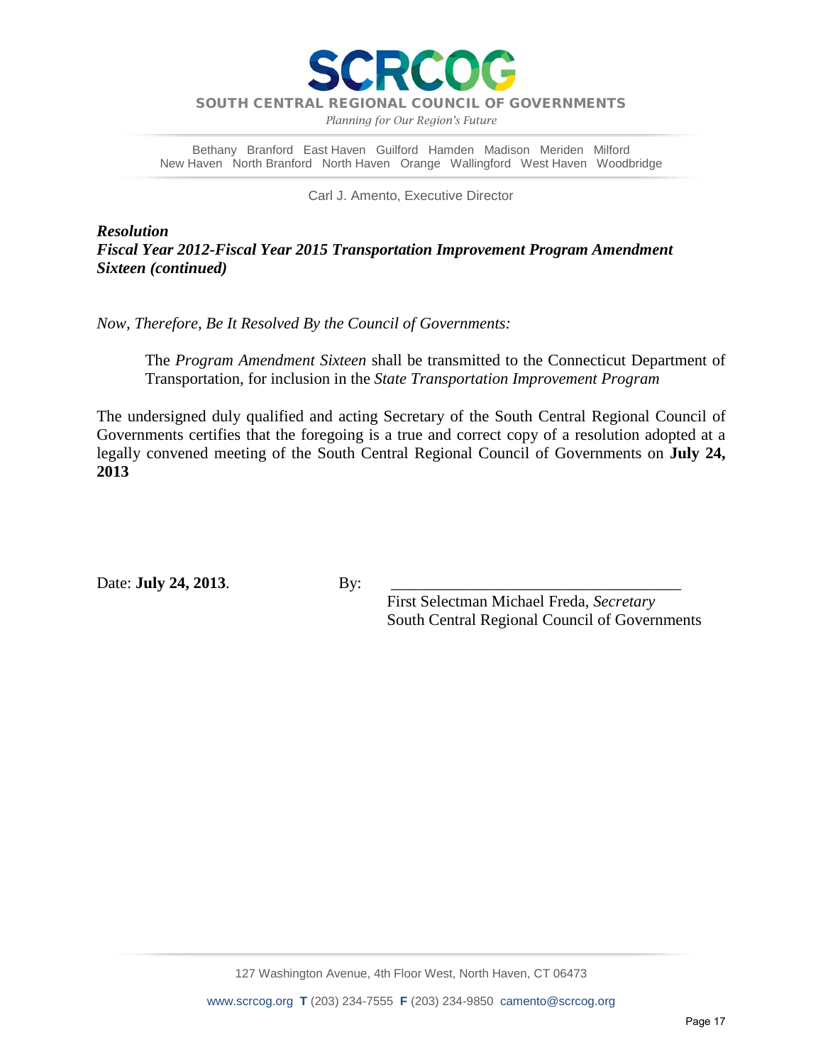**SCRCOG**

**SOUTH CENTRAL REGIONAL COUNCIL OF GOVERNMENTS**

*Planning for Our Region's Future*

Bethany Branford East Haven Guilford Hamden Madison Meriden Milford
New Haven North Branford North Haven Orange Wallingford West Haven Woodbridge

Carl J. Amento, Executive Director

***Resolution***
***Fiscal Year 2012-Fiscal Year 2015 Transportation Improvement Program Amendment Sixteen (continued)***

*Now, Therefore, Be It Resolved By the Council of Governments:*

> The *Program Amendment Sixteen* shall be transmitted to the Connecticut Department of Transportation, for inclusion in the *State Transportation Improvement Program*

The undersigned duly qualified and acting Secretary of the South Central Regional Council of Governments certifies that the foregoing is a true and correct copy of a resolution adopted at a legally convened meeting of the South Central Regional Council of Governments on **July 24, 2013**

Date: **July 24, 2013**.

By: \_\_\_\_\_\_\_\_\_\_\_\_\_\_\_\_\_\_\_\_\_\_\_\_\_\_\_\_\_\_\_\_\_\_\_\_
First Selectman Michael Freda, *Secretary*
South Central Regional Council of Governments

127 Washington Avenue, 4th Floor West, North Haven, CT 06473

www.scrcog.org **T** (203) 234-7555 **F** (203) 234-9850 camento@scrcog.org